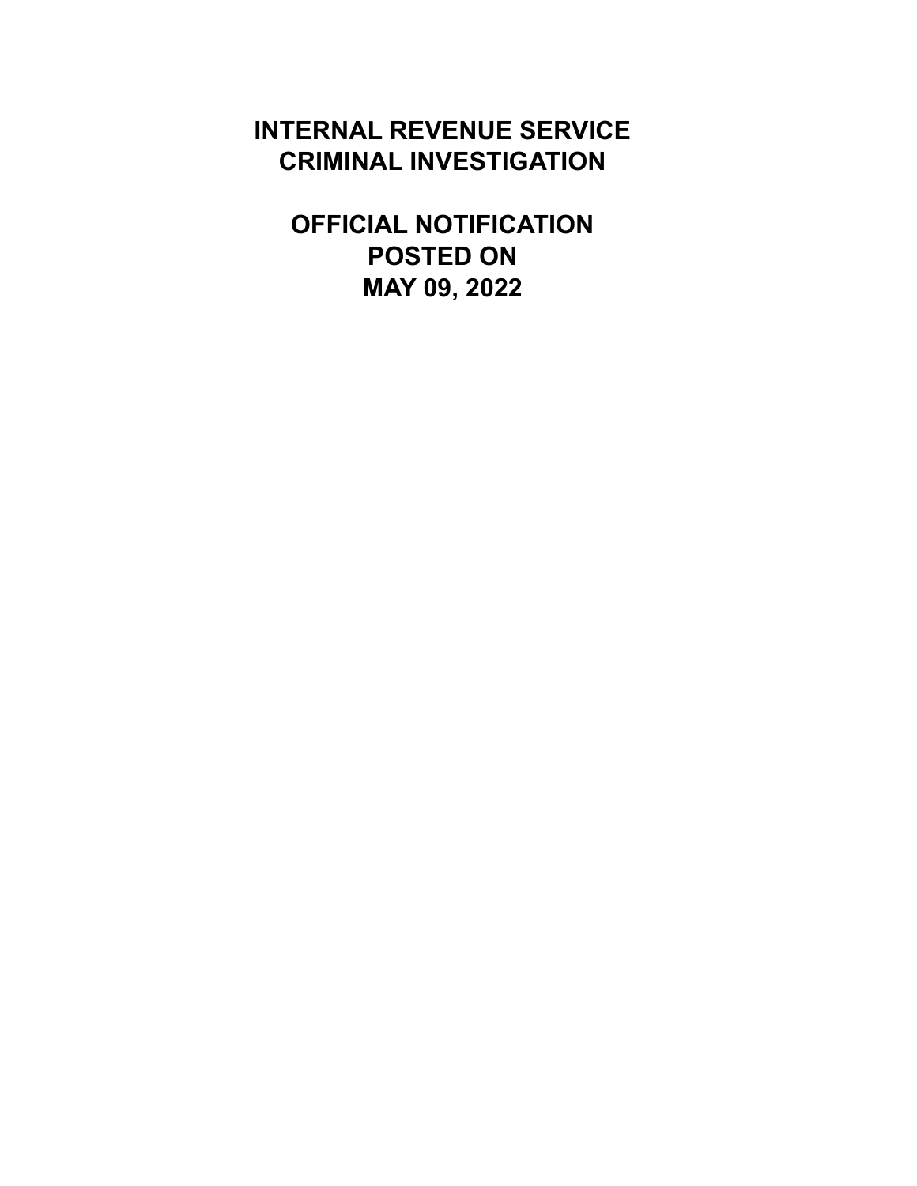# INTERNAL REVENUE SERVICE
# CRIMINAL INVESTIGATION

## OFFICIAL NOTIFICATION
## POSTED ON
## MAY 09, 2022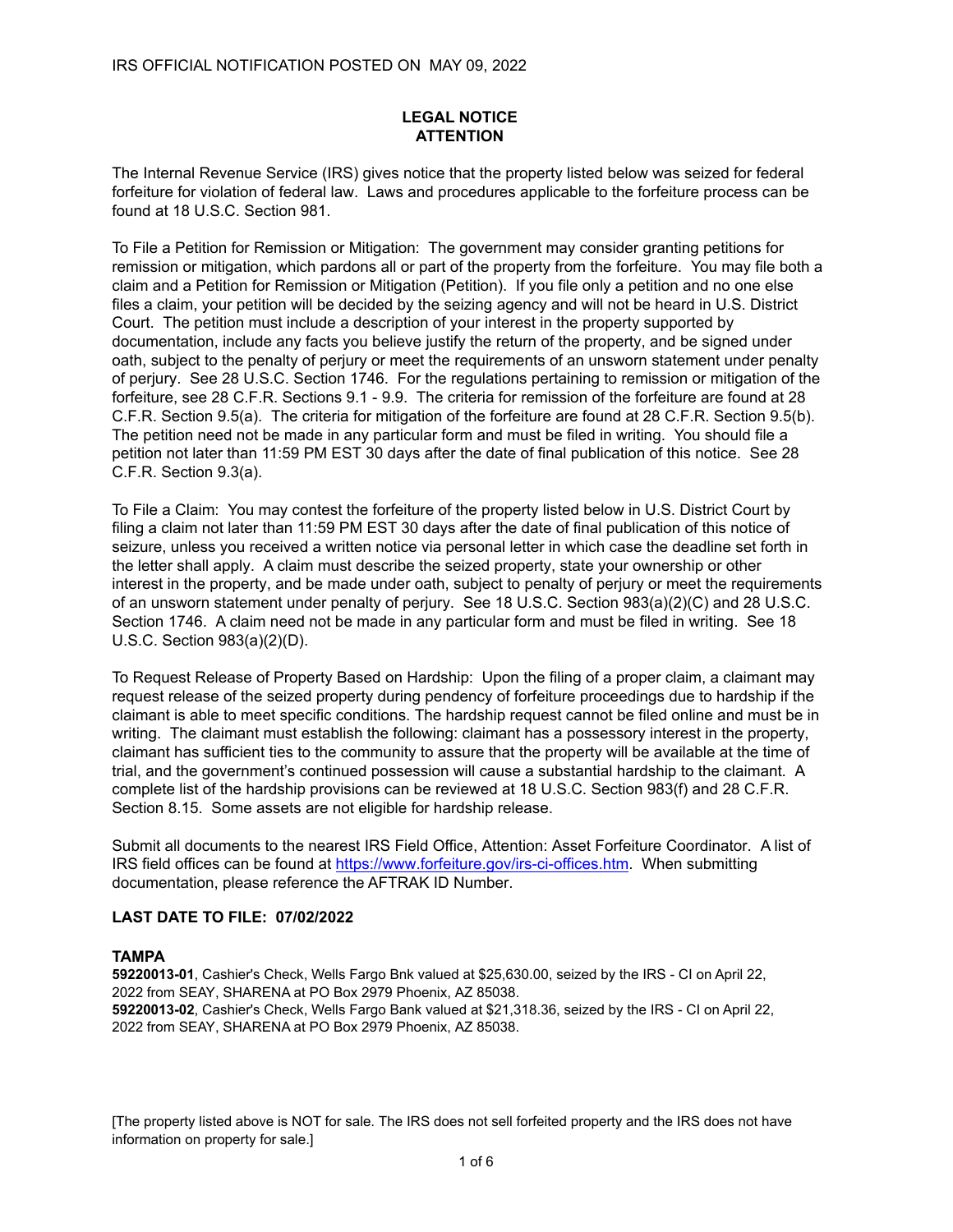IRS OFFICIAL NOTIFICATION POSTED ON MAY 09, 2022

# LEGAL NOTICE
# ATTENTION

The Internal Revenue Service (IRS) gives notice that the property listed below was seized for federal forfeiture for violation of federal law. Laws and procedures applicable to the forfeiture process can be found at 18 U.S.C. Section 981.

To File a Petition for Remission or Mitigation: The government may consider granting petitions for remission or mitigation, which pardons all or part of the property from the forfeiture. You may file both a claim and a Petition for Remission or Mitigation (Petition). If you file only a petition and no one else files a claim, your petition will be decided by the seizing agency and will not be heard in U.S. District Court. The petition must include a description of your interest in the property supported by documentation, include any facts you believe justify the return of the property, and be signed under oath, subject to the penalty of perjury or meet the requirements of an unsworn statement under penalty of perjury. See 28 U.S.C. Section 1746. For the regulations pertaining to remission or mitigation of the forfeiture, see 28 C.F.R. Sections 9.1 - 9.9. The criteria for remission of the forfeiture are found at 28 C.F.R. Section 9.5(a). The criteria for mitigation of the forfeiture are found at 28 C.F.R. Section 9.5(b). The petition need not be made in any particular form and must be filed in writing. You should file a petition not later than 11:59 PM EST 30 days after the date of final publication of this notice. See 28 C.F.R. Section 9.3(a).

To File a Claim: You may contest the forfeiture of the property listed below in U.S. District Court by filing a claim not later than 11:59 PM EST 30 days after the date of final publication of this notice of seizure, unless you received a written notice via personal letter in which case the deadline set forth in the letter shall apply. A claim must describe the seized property, state your ownership or other interest in the property, and be made under oath, subject to penalty of perjury or meet the requirements of an unsworn statement under penalty of perjury. See 18 U.S.C. Section 983(a)(2)(C) and 28 U.S.C. Section 1746. A claim need not be made in any particular form and must be filed in writing. See 18 U.S.C. Section 983(a)(2)(D).

To Request Release of Property Based on Hardship: Upon the filing of a proper claim, a claimant may request release of the seized property during pendency of forfeiture proceedings due to hardship if the claimant is able to meet specific conditions. The hardship request cannot be filed online and must be in writing. The claimant must establish the following: claimant has a possessory interest in the property, claimant has sufficient ties to the community to assure that the property will be available at the time of trial, and the government's continued possession will cause a substantial hardship to the claimant. A complete list of the hardship provisions can be reviewed at 18 U.S.C. Section 983(f) and 28 C.F.R. Section 8.15. Some assets are not eligible for hardship release.

Submit all documents to the nearest IRS Field Office, Attention: Asset Forfeiture Coordinator. A list of IRS field offices can be found at https://www.forfeiture.gov/irs-ci-offices.htm. When submitting documentation, please reference the AFTRAK ID Number.

**LAST DATE TO FILE: 07/02/2022**

**TAMPA**

**59220013-01**, Cashier's Check, Wells Fargo Bnk valued at $25,630.00, seized by the IRS - CI on April 22, 2022 from SEAY, SHARENA at PO Box 2979 Phoenix, AZ 85038.

**59220013-02**, Cashier's Check, Wells Fargo Bank valued at $21,318.36, seized by the IRS - CI on April 22, 2022 from SEAY, SHARENA at PO Box 2979 Phoenix, AZ 85038.

[The property listed above is NOT for sale. The IRS does not sell forfeited property and the IRS does not have information on property for sale.]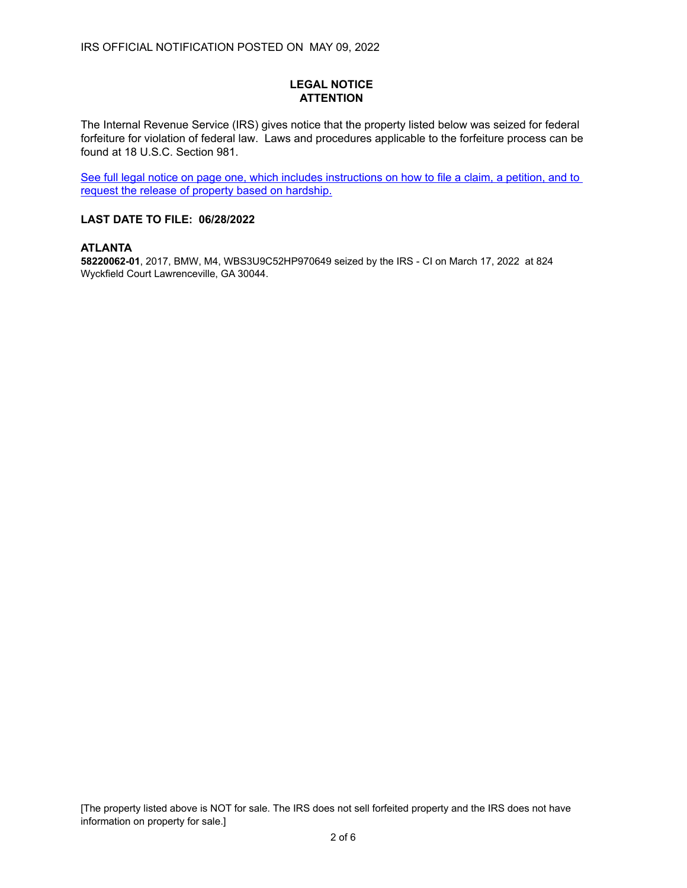IRS OFFICIAL NOTIFICATION POSTED ON MAY 09, 2022

## LEGAL NOTICE
## ATTENTION

The Internal Revenue Service (IRS) gives notice that the property listed below was seized for federal forfeiture for violation of federal law. Laws and procedures applicable to the forfeiture process can be found at 18 U.S.C. Section 981.

See full legal notice on page one, which includes instructions on how to file a claim, a petition, and to request the release of property based on hardship.

**LAST DATE TO FILE: 06/28/2022**

### ATLANTA

**58220062-01**, 2017, BMW, M4, WBS3U9C52HP970649 seized by the IRS - CI on March 17, 2022 at 824 Wyckfield Court Lawrenceville, GA 30044.

[The property listed above is NOT for sale. The IRS does not sell forfeited property and the IRS does not have information on property for sale.]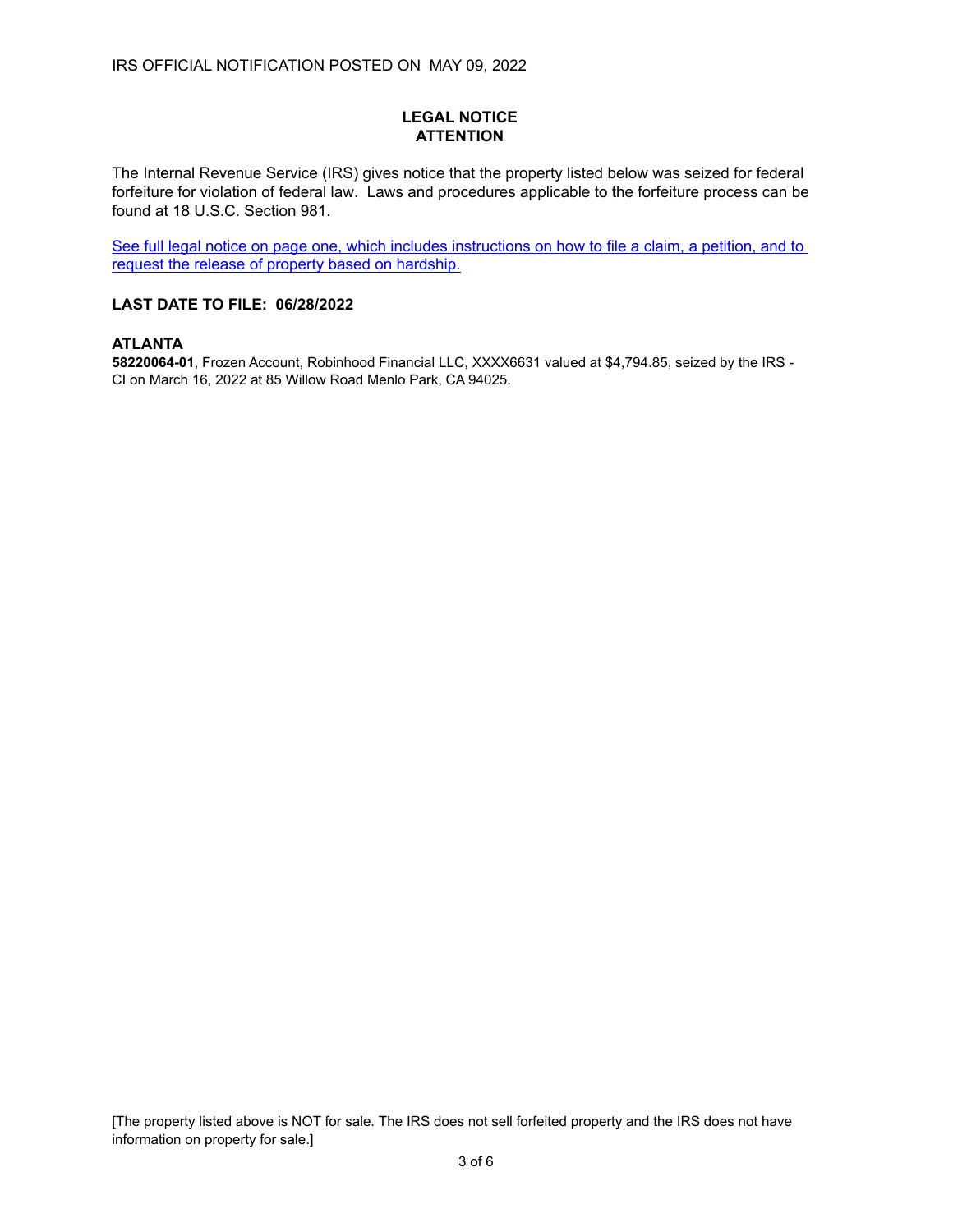IRS OFFICIAL NOTIFICATION POSTED ON MAY 09, 2022

## LEGAL NOTICE
## ATTENTION

The Internal Revenue Service (IRS) gives notice that the property listed below was seized for federal forfeiture for violation of federal law. Laws and procedures applicable to the forfeiture process can be found at 18 U.S.C. Section 981.

See full legal notice on page one, which includes instructions on how to file a claim, a petition, and to request the release of property based on hardship.

**LAST DATE TO FILE: 06/28/2022**

### ATLANTA

**58220064-01**, Frozen Account, Robinhood Financial LLC, XXXX6631 valued at $4,794.85, seized by the IRS - CI on March 16, 2022 at 85 Willow Road Menlo Park, CA 94025.

[The property listed above is NOT for sale. The IRS does not sell forfeited property and the IRS does not have information on property for sale.]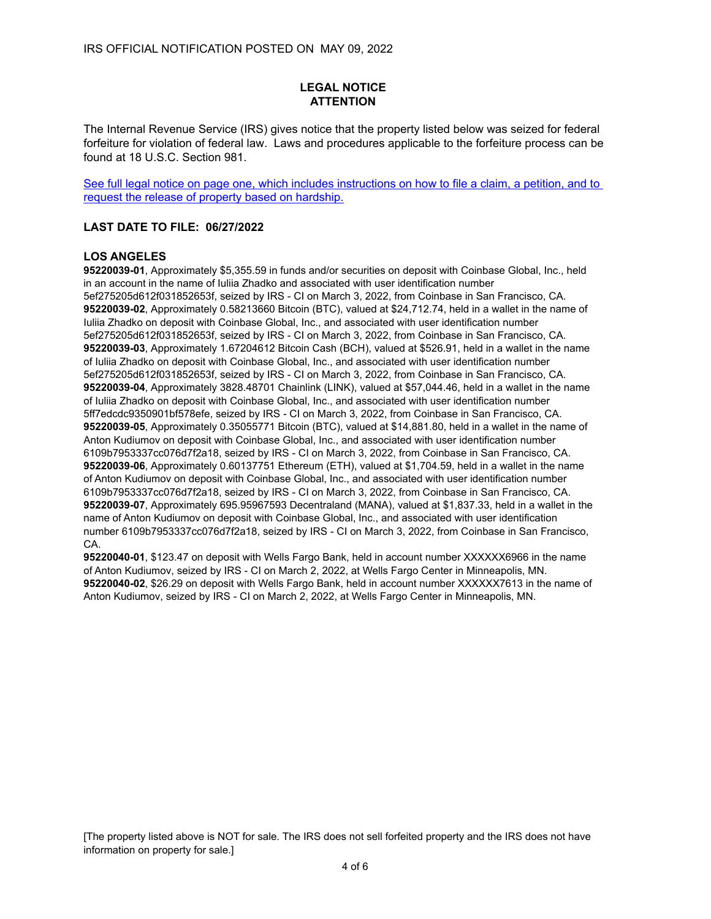IRS OFFICIAL NOTIFICATION POSTED ON MAY 09, 2022

**LEGAL NOTICE**
**ATTENTION**

The Internal Revenue Service (IRS) gives notice that the property listed below was seized for federal forfeiture for violation of federal law. Laws and procedures applicable to the forfeiture process can be found at 18 U.S.C. Section 981.

See full legal notice on page one, which includes instructions on how to file a claim, a petition, and to request the release of property based on hardship.

### LAST DATE TO FILE: 06/27/2022

### LOS ANGELES

**95220039-01**, Approximately $5,355.59 in funds and/or securities on deposit with Coinbase Global, Inc., held in an account in the name of Iuliia Zhadko and associated with user identification number 5ef275205d612f031852653f, seized by IRS - CI on March 3, 2022, from Coinbase in San Francisco, CA.
**95220039-02**, Approximately 0.58213660 Bitcoin (BTC), valued at $24,712.74, held in a wallet in the name of Iuliia Zhadko on deposit with Coinbase Global, Inc., and associated with user identification number 5ef275205d612f031852653f, seized by IRS - CI on March 3, 2022, from Coinbase in San Francisco, CA.
**95220039-03**, Approximately 1.67204612 Bitcoin Cash (BCH), valued at $526.91, held in a wallet in the name of Iuliia Zhadko on deposit with Coinbase Global, Inc., and associated with user identification number 5ef275205d612f031852653f, seized by IRS - CI on March 3, 2022, from Coinbase in San Francisco, CA.
**95220039-04**, Approximately 3828.48701 Chainlink (LINK), valued at $57,044.46, held in a wallet in the name of Iuliia Zhadko on deposit with Coinbase Global, Inc., and associated with user identification number 5ff7edcdc9350901bf578efe, seized by IRS - CI on March 3, 2022, from Coinbase in San Francisco, CA.
**95220039-05**, Approximately 0.35055771 Bitcoin (BTC), valued at $14,881.80, held in a wallet in the name of Anton Kudiumov on deposit with Coinbase Global, Inc., and associated with user identification number 6109b7953337cc076d7f2a18, seized by IRS - CI on March 3, 2022, from Coinbase in San Francisco, CA.
**95220039-06**, Approximately 0.60137751 Ethereum (ETH), valued at $1,704.59, held in a wallet in the name of Anton Kudiumov on deposit with Coinbase Global, Inc., and associated with user identification number 6109b7953337cc076d7f2a18, seized by IRS - CI on March 3, 2022, from Coinbase in San Francisco, CA.
**95220039-07**, Approximately 695.95967593 Decentraland (MANA), valued at $1,837.33, held in a wallet in the name of Anton Kudiumov on deposit with Coinbase Global, Inc., and associated with user identification number 6109b7953337cc076d7f2a18, seized by IRS - CI on March 3, 2022, from Coinbase in San Francisco, CA.
**95220040-01**, $123.47 on deposit with Wells Fargo Bank, held in account number XXXXXX6966 in the name of Anton Kudiumov, seized by IRS - CI on March 2, 2022, at Wells Fargo Center in Minneapolis, MN.
**95220040-02**, $26.29 on deposit with Wells Fargo Bank, held in account number XXXXXX7613 in the name of Anton Kudiumov, seized by IRS - CI on March 2, 2022, at Wells Fargo Center in Minneapolis, MN.

[The property listed above is NOT for sale. The IRS does not sell forfeited property and the IRS does not have information on property for sale.]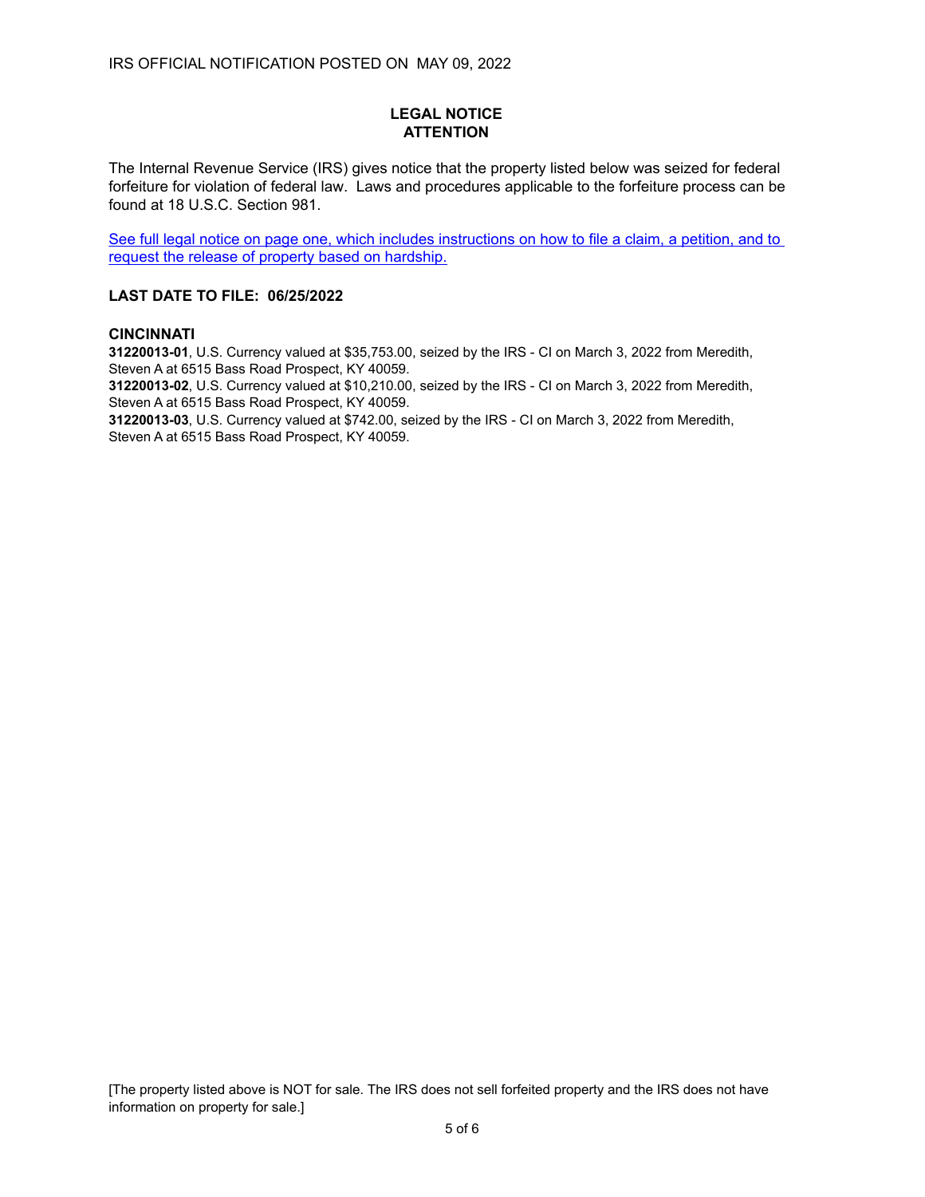IRS OFFICIAL NOTIFICATION POSTED ON MAY 09, 2022

**LEGAL NOTICE**
**ATTENTION**

The Internal Revenue Service (IRS) gives notice that the property listed below was seized for federal forfeiture for violation of federal law. Laws and procedures applicable to the forfeiture process can be found at 18 U.S.C. Section 981.

See full legal notice on page one, which includes instructions on how to file a claim, a petition, and to request the release of property based on hardship.

**LAST DATE TO FILE: 06/25/2022**

**CINCINNATI**

**31220013-01**, U.S. Currency valued at $35,753.00, seized by the IRS - CI on March 3, 2022 from Meredith, Steven A at 6515 Bass Road Prospect, KY 40059.
**31220013-02**, U.S. Currency valued at $10,210.00, seized by the IRS - CI on March 3, 2022 from Meredith, Steven A at 6515 Bass Road Prospect, KY 40059.
**31220013-03**, U.S. Currency valued at $742.00, seized by the IRS - CI on March 3, 2022 from Meredith, Steven A at 6515 Bass Road Prospect, KY 40059.

[The property listed above is NOT for sale. The IRS does not sell forfeited property and the IRS does not have information on property for sale.]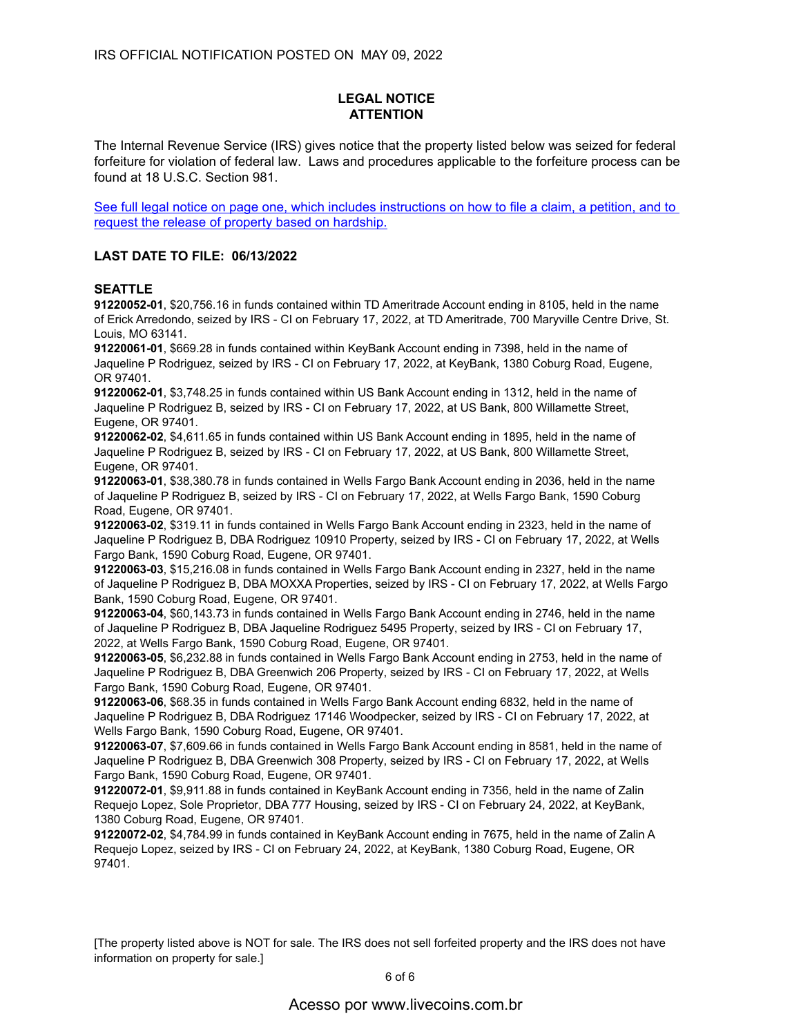IRS OFFICIAL NOTIFICATION POSTED ON MAY 09, 2022

## LEGAL NOTICE
## ATTENTION

The Internal Revenue Service (IRS) gives notice that the property listed below was seized for federal forfeiture for violation of federal law. Laws and procedures applicable to the forfeiture process can be found at 18 U.S.C. Section 981.

[See full legal notice on page one, which includes instructions on how to file a claim, a petition, and to request the release of property based on hardship.]

**LAST DATE TO FILE: 06/13/2022**

**SEATTLE**

**91220052-01**, $20,756.16 in funds contained within TD Ameritrade Account ending in 8105, held in the name of Erick Arredondo, seized by IRS - CI on February 17, 2022, at TD Ameritrade, 700 Maryville Centre Drive, St. Louis, MO 63141.

**91220061-01**, $669.28 in funds contained within KeyBank Account ending in 7398, held in the name of Jaqueline P Rodriguez, seized by IRS - CI on February 17, 2022, at KeyBank, 1380 Coburg Road, Eugene, OR 97401.

**91220062-01**, $3,748.25 in funds contained within US Bank Account ending in 1312, held in the name of Jaqueline P Rodriguez B, seized by IRS - CI on February 17, 2022, at US Bank, 800 Willamette Street, Eugene, OR 97401.

**91220062-02**, $4,611.65 in funds contained within US Bank Account ending in 1895, held in the name of Jaqueline P Rodriguez B, seized by IRS - CI on February 17, 2022, at US Bank, 800 Willamette Street, Eugene, OR 97401.

**91220063-01**, $38,380.78 in funds contained in Wells Fargo Bank Account ending in 2036, held in the name of Jaqueline P Rodriguez B, seized by IRS - CI on February 17, 2022, at Wells Fargo Bank, 1590 Coburg Road, Eugene, OR 97401.

**91220063-02**, $319.11 in funds contained in Wells Fargo Bank Account ending in 2323, held in the name of Jaqueline P Rodriguez B, DBA Rodriguez 10910 Property, seized by IRS - CI on February 17, 2022, at Wells Fargo Bank, 1590 Coburg Road, Eugene, OR 97401.

**91220063-03**, $15,216.08 in funds contained in Wells Fargo Bank Account ending in 2327, held in the name of Jaqueline P Rodriguez B, DBA MOXXA Properties, seized by IRS - CI on February 17, 2022, at Wells Fargo Bank, 1590 Coburg Road, Eugene, OR 97401.

**91220063-04**, $60,143.73 in funds contained in Wells Fargo Bank Account ending in 2746, held in the name of Jaqueline P Rodriguez B, DBA Jaqueline Rodriguez 5495 Property, seized by IRS - CI on February 17, 2022, at Wells Fargo Bank, 1590 Coburg Road, Eugene, OR 97401.

**91220063-05**, $6,232.88 in funds contained in Wells Fargo Bank Account ending in 2753, held in the name of Jaqueline P Rodriguez B, DBA Greenwich 206 Property, seized by IRS - CI on February 17, 2022, at Wells Fargo Bank, 1590 Coburg Road, Eugene, OR 97401.

**91220063-06**, $68.35 in funds contained in Wells Fargo Bank Account ending 6832, held in the name of Jaqueline P Rodriguez B, DBA Rodriguez 17146 Woodpecker, seized by IRS - CI on February 17, 2022, at Wells Fargo Bank, 1590 Coburg Road, Eugene, OR 97401.

**91220063-07**, $7,609.66 in funds contained in Wells Fargo Bank Account ending in 8581, held in the name of Jaqueline P Rodriguez B, DBA Greenwich 308 Property, seized by IRS - CI on February 17, 2022, at Wells Fargo Bank, 1590 Coburg Road, Eugene, OR 97401.

**91220072-01**, $9,911.88 in funds contained in KeyBank Account ending in 7356, held in the name of Zalin Requejo Lopez, Sole Proprietor, DBA 777 Housing, seized by IRS - CI on February 24, 2022, at KeyBank, 1380 Coburg Road, Eugene, OR 97401.

**91220072-02**, $4,784.99 in funds contained in KeyBank Account ending in 7675, held in the name of Zalin A Requejo Lopez, seized by IRS - CI on February 24, 2022, at KeyBank, 1380 Coburg Road, Eugene, OR 97401.

[The property listed above is NOT for sale. The IRS does not sell forfeited property and the IRS does not have information on property for sale.]

Acesso por www.livecoins.com.br